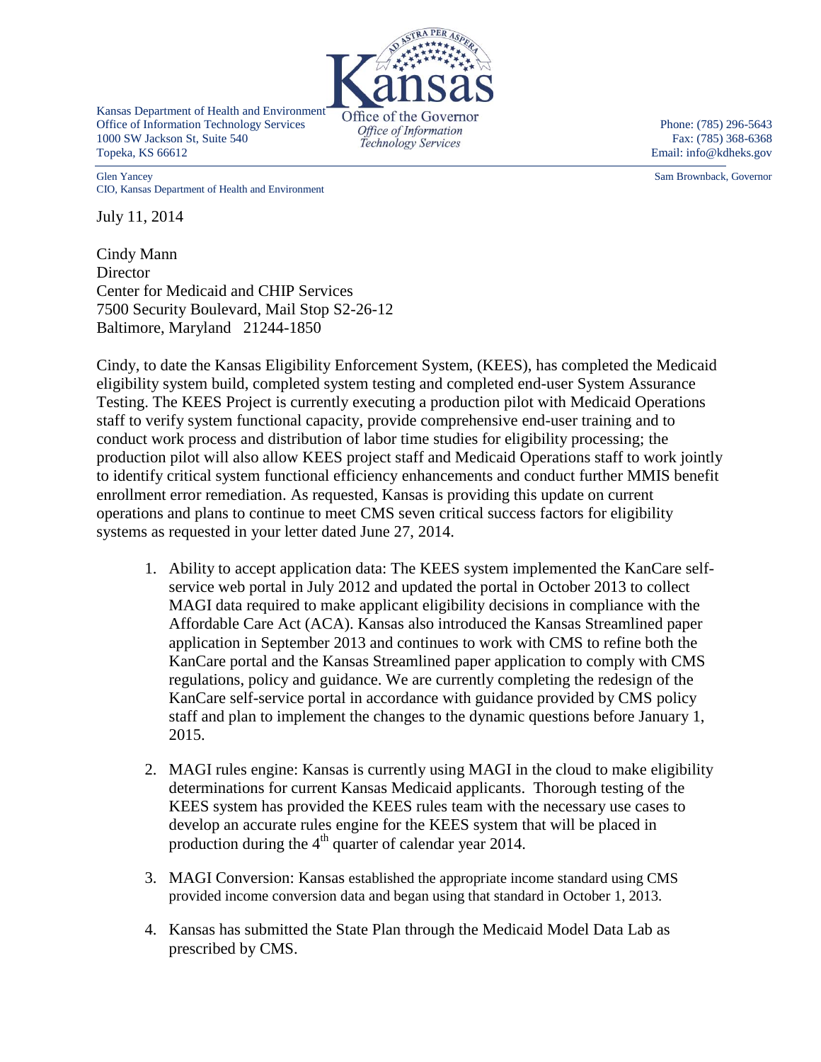Kansas Department of Health and Environment
Office of Information Technology Services
1000 SW Jackson St, Suite 540
Topeka, KS 66612

Kansas
Office of the Governor
*Office of Information Technology Services*

Phone: (785) 296-5643
Fax: (785) 368-6368
Email: info@kdheks.gov

Glen Yancey
CIO, Kansas Department of Health and Environment

Sam Brownback, Governor

July 11, 2014

Cindy Mann
Director
Center for Medicaid and CHIP Services
7500 Security Boulevard, Mail Stop S2-26-12
Baltimore, Maryland 21244-1850

Cindy, to date the Kansas Eligibility Enforcement System, (KEES), has completed the Medicaid eligibility system build, completed system testing and completed end-user System Assurance Testing. The KEES Project is currently executing a production pilot with Medicaid Operations staff to verify system functional capacity, provide comprehensive end-user training and to conduct work process and distribution of labor time studies for eligibility processing; the production pilot will also allow KEES project staff and Medicaid Operations staff to work jointly to identify critical system functional efficiency enhancements and conduct further MMIS benefit enrollment error remediation. As requested, Kansas is providing this update on current operations and plans to continue to meet CMS seven critical success factors for eligibility systems as requested in your letter dated June 27, 2014.

1. Ability to accept application data: The KEES system implemented the KanCare self-service web portal in July 2012 and updated the portal in October 2013 to collect MAGI data required to make applicant eligibility decisions in compliance with the Affordable Care Act (ACA). Kansas also introduced the Kansas Streamlined paper application in September 2013 and continues to work with CMS to refine both the KanCare portal and the Kansas Streamlined paper application to comply with CMS regulations, policy and guidance. We are currently completing the redesign of the KanCare self-service portal in accordance with guidance provided by CMS policy staff and plan to implement the changes to the dynamic questions before January 1, 2015.

2. MAGI rules engine: Kansas is currently using MAGI in the cloud to make eligibility determinations for current Kansas Medicaid applicants. Thorough testing of the KEES system has provided the KEES rules team with the necessary use cases to develop an accurate rules engine for the KEES system that will be placed in production during the 4th quarter of calendar year 2014.

3. MAGI Conversion: Kansas established the appropriate income standard using CMS provided income conversion data and began using that standard in October 1, 2013.

4. Kansas has submitted the State Plan through the Medicaid Model Data Lab as prescribed by CMS.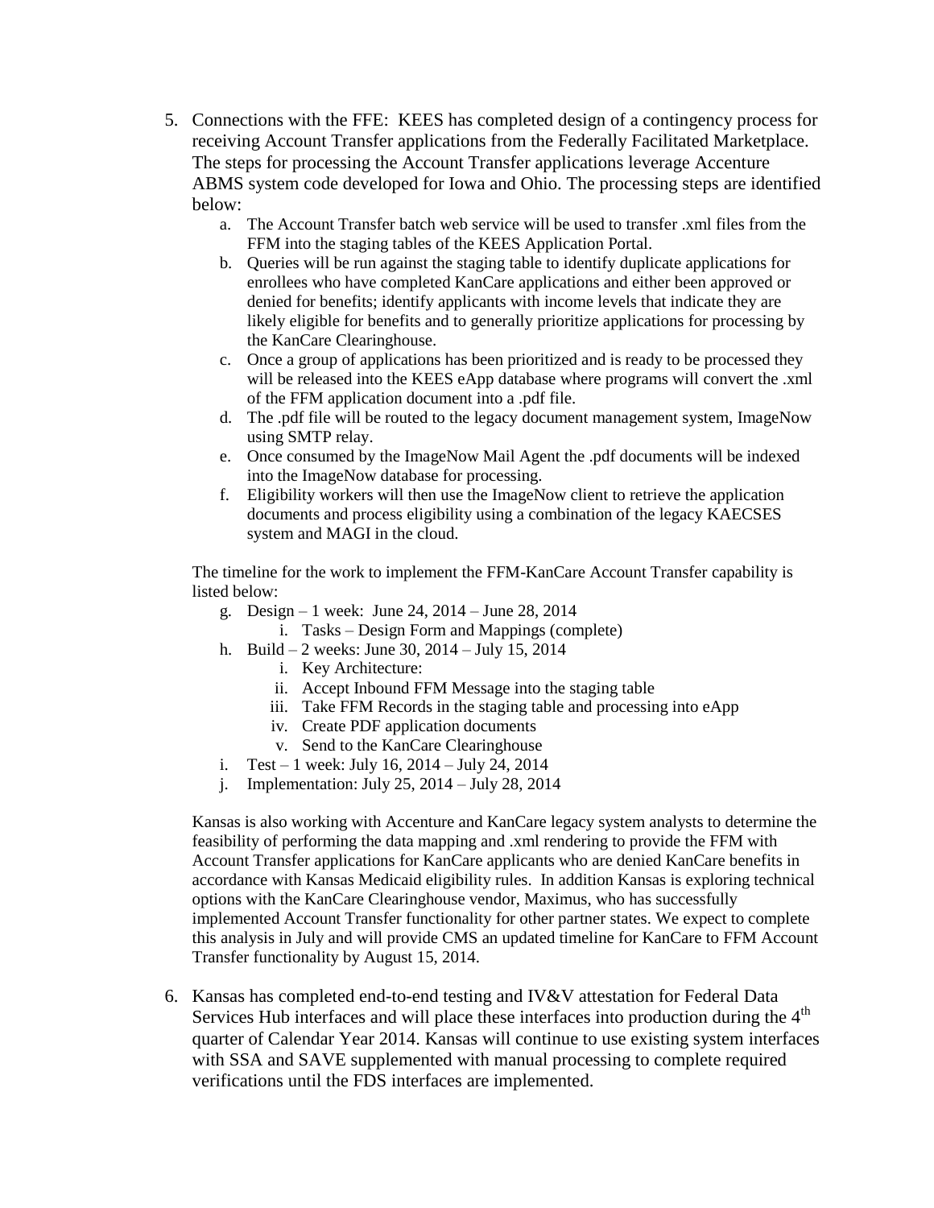5. Connections with the FFE: KEES has completed design of a contingency process for receiving Account Transfer applications from the Federally Facilitated Marketplace. The steps for processing the Account Transfer applications leverage Accenture ABMS system code developed for Iowa and Ohio. The processing steps are identified below:
   a. The Account Transfer batch web service will be used to transfer .xml files from the FFM into the staging tables of the KEES Application Portal.
   b. Queries will be run against the staging table to identify duplicate applications for enrollees who have completed KanCare applications and either been approved or denied for benefits; identify applicants with income levels that indicate they are likely eligible for benefits and to generally prioritize applications for processing by the KanCare Clearinghouse.
   c. Once a group of applications has been prioritized and is ready to be processed they will be released into the KEES eApp database where programs will convert the .xml of the FFM application document into a .pdf file.
   d. The .pdf file will be routed to the legacy document management system, ImageNow using SMTP relay.
   e. Once consumed by the ImageNow Mail Agent the .pdf documents will be indexed into the ImageNow database for processing.
   f. Eligibility workers will then use the ImageNow client to retrieve the application documents and process eligibility using a combination of the legacy KAECSES system and MAGI in the cloud.

   The timeline for the work to implement the FFM-KanCare Account Transfer capability is listed below:

   g. Design – 1 week: June 24, 2014 – June 28, 2014
      i. Tasks – Design Form and Mappings (complete)
   h. Build – 2 weeks: June 30, 2014 – July 15, 2014
      i. Key Architecture:
      ii. Accept Inbound FFM Message into the staging table
      iii. Take FFM Records in the staging table and processing into eApp
      iv. Create PDF application documents
      v. Send to the KanCare Clearinghouse
   i. Test – 1 week: July 16, 2014 – July 24, 2014
   j. Implementation: July 25, 2014 – July 28, 2014

   Kansas is also working with Accenture and KanCare legacy system analysts to determine the feasibility of performing the data mapping and .xml rendering to provide the FFM with Account Transfer applications for KanCare applicants who are denied KanCare benefits in accordance with Kansas Medicaid eligibility rules. In addition Kansas is exploring technical options with the KanCare Clearinghouse vendor, Maximus, who has successfully implemented Account Transfer functionality for other partner states. We expect to complete this analysis in July and will provide CMS an updated timeline for KanCare to FFM Account Transfer functionality by August 15, 2014.

6. Kansas has completed end-to-end testing and IV&V attestation for Federal Data Services Hub interfaces and will place these interfaces into production during the 4th quarter of Calendar Year 2014. Kansas will continue to use existing system interfaces with SSA and SAVE supplemented with manual processing to complete required verifications until the FDS interfaces are implemented.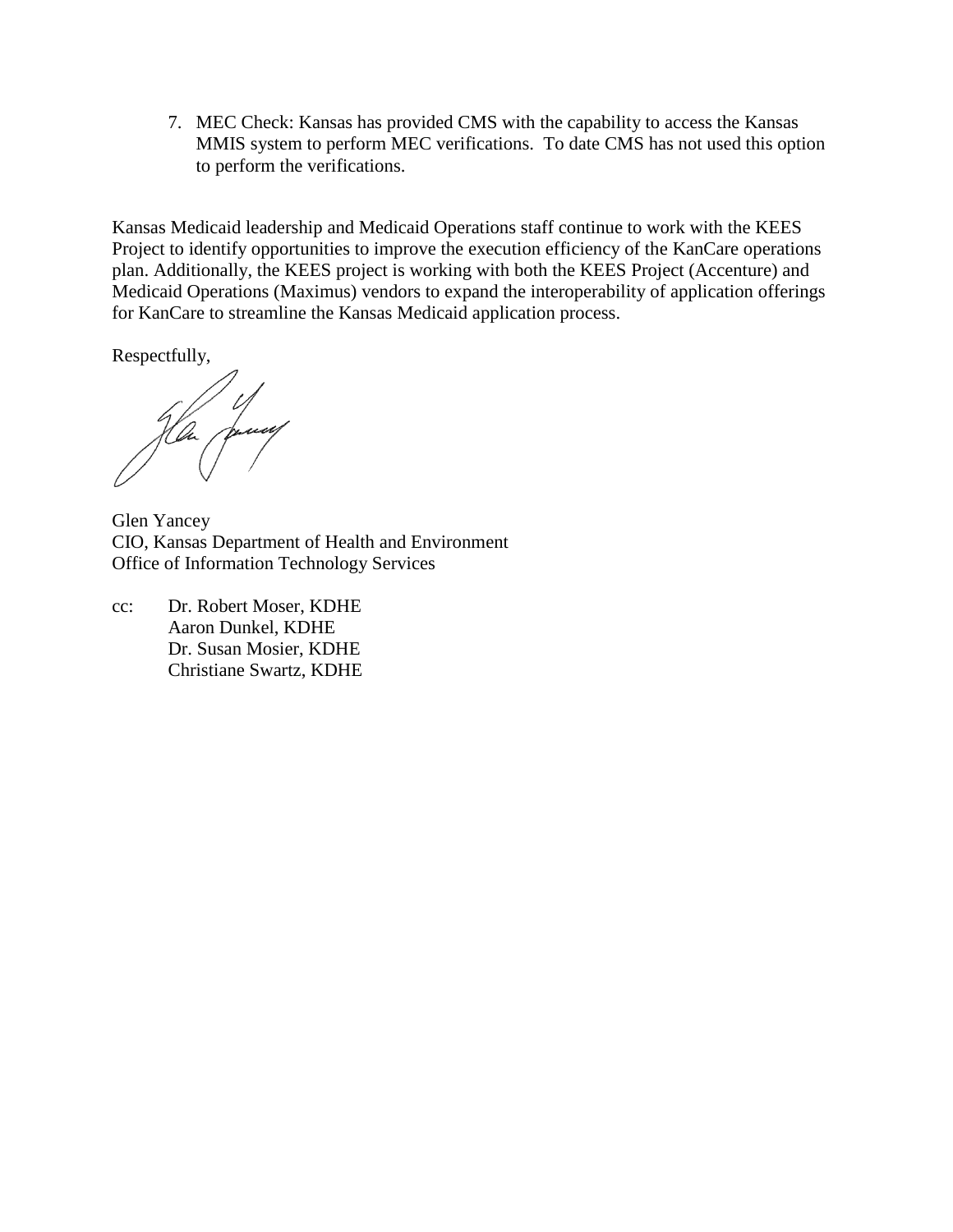7. MEC Check: Kansas has provided CMS with the capability to access the Kansas MMIS system to perform MEC verifications. To date CMS has not used this option to perform the verifications.

Kansas Medicaid leadership and Medicaid Operations staff continue to work with the KEES Project to identify opportunities to improve the execution efficiency of the KanCare operations plan. Additionally, the KEES project is working with both the KEES Project (Accenture) and Medicaid Operations (Maximus) vendors to expand the interoperability of application offerings for KanCare to streamline the Kansas Medicaid application process.

Respectfully,

Glen Yancey
CIO, Kansas Department of Health and Environment
Office of Information Technology Services

cc: Dr. Robert Moser, KDHE
Aaron Dunkel, KDHE
Dr. Susan Mosier, KDHE
Christiane Swartz, KDHE